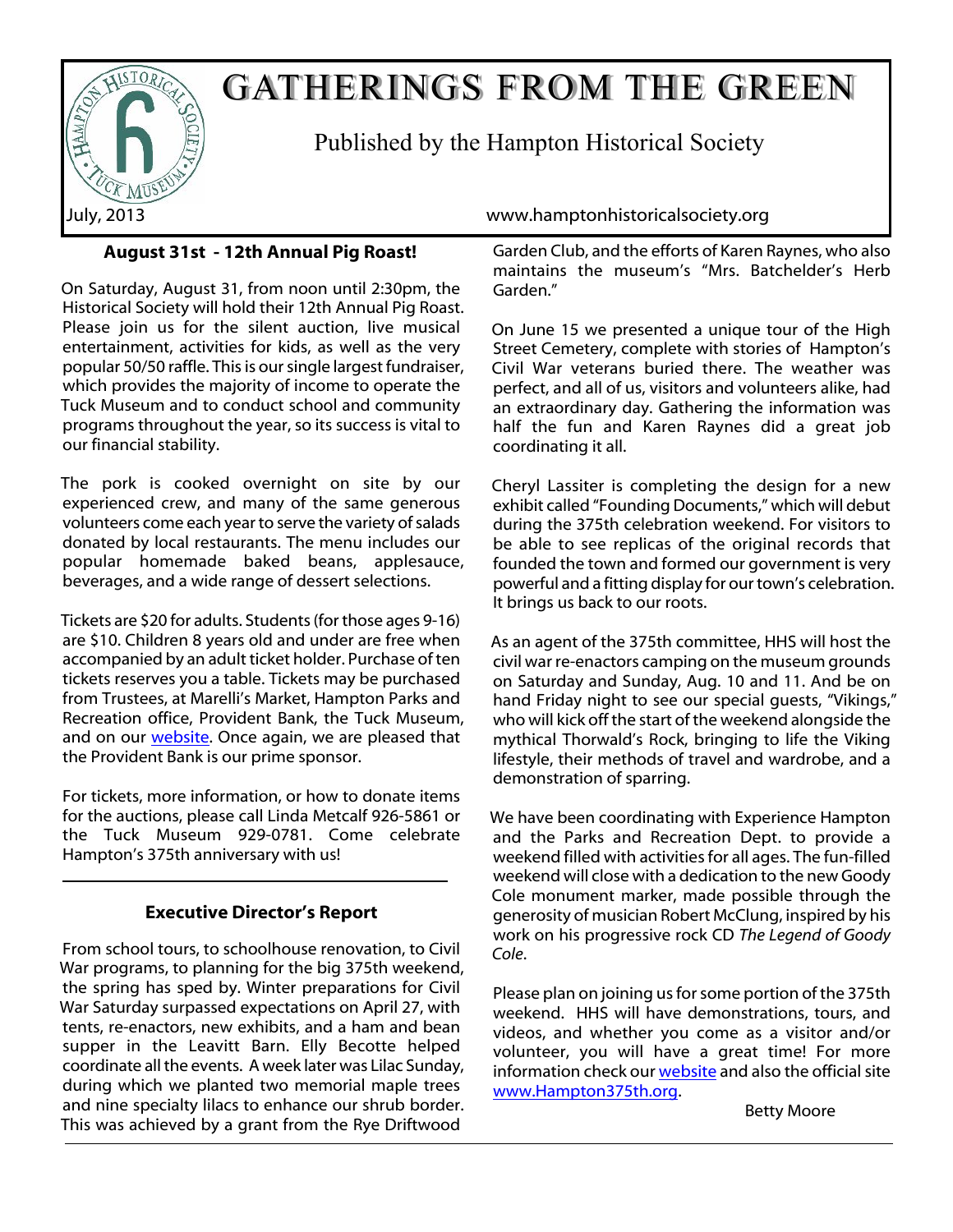# GATHERINGS FROM THE GREEN

Published by the Hampton Historical Society

July, 2013

www.hamptonhistoricalsociety.org

## August 31st - 12th Annual Pig Roast!

On Saturday, August 31, from noon until 2:30pm, the Historical Society will hold their 12th Annual Pig Roast. Please join us for the silent auction, live musical entertainment, activities for kids, as well as the very popular 50/50 raffle. This is our single largest fundraiser, which provides the majority of income to operate the Tuck Museum and to conduct school and community programs throughout the year, so its success is vital to our financial stability.

The pork is cooked overnight on site by our experienced crew, and many of the same generous volunteers come each year to serve the variety of salads donated by local restaurants. The menu includes our popular homemade baked beans, applesauce, beverages, and a wide range of dessert selections.

Tickets are $20 for adults. Students (for those ages 9-16) are $10. Children 8 years old and under are free when accompanied by an adult ticket holder. Purchase of ten tickets reserves you a table. Tickets may be purchased from Trustees, at Marelli's Market, Hampton Parks and Recreation office, Provident Bank, the Tuck Museum, and on our website. Once again, we are pleased that the Provident Bank is our prime sponsor.

For tickets, more information, or how to donate items for the auctions, please call Linda Metcalf 926-5861 or the Tuck Museum 929-0781. Come celebrate Hampton's 375th anniversary with us!

## Executive Director's Report

From school tours, to schoolhouse renovation, to Civil War programs, to planning for the big 375th weekend, the spring has sped by. Winter preparations for Civil War Saturday surpassed expectations on April 27, with tents, re-enactors, new exhibits, and a ham and bean supper in the Leavitt Barn. Elly Becotte helped coordinate all the events. A week later was Lilac Sunday, during which we planted two memorial maple trees and nine specialty lilacs to enhance our shrub border. This was achieved by a grant from the Rye Driftwood Garden Club, and the efforts of Karen Raynes, who also maintains the museum's "Mrs. Batchelder's Herb Garden."

On June 15 we presented a unique tour of the High Street Cemetery, complete with stories of Hampton's Civil War veterans buried there. The weather was perfect, and all of us, visitors and volunteers alike, had an extraordinary day. Gathering the information was half the fun and Karen Raynes did a great job coordinating it all.

Cheryl Lassiter is completing the design for a new exhibit called "Founding Documents," which will debut during the 375th celebration weekend. For visitors to be able to see replicas of the original records that founded the town and formed our government is very powerful and a fitting display for our town's celebration. It brings us back to our roots.

As an agent of the 375th committee, HHS will host the civil war re-enactors camping on the museum grounds on Saturday and Sunday, Aug. 10 and 11. And be on hand Friday night to see our special guests, "Vikings," who will kick off the start of the weekend alongside the mythical Thorwald's Rock, bringing to life the Viking lifestyle, their methods of travel and wardrobe, and a demonstration of sparring.

We have been coordinating with Experience Hampton and the Parks and Recreation Dept. to provide a weekend filled with activities for all ages. The fun-filled weekend will close with a dedication to the new Goody Cole monument marker, made possible through the generosity of musician Robert McClung, inspired by his work on his progressive rock CD *The Legend of Goody Cole*.

Please plan on joining us for some portion of the 375th weekend. HHS will have demonstrations, tours, and videos, and whether you come as a visitor and/or volunteer, you will have a great time! For more information check our website and also the official site www.Hampton375th.org.

Betty Moore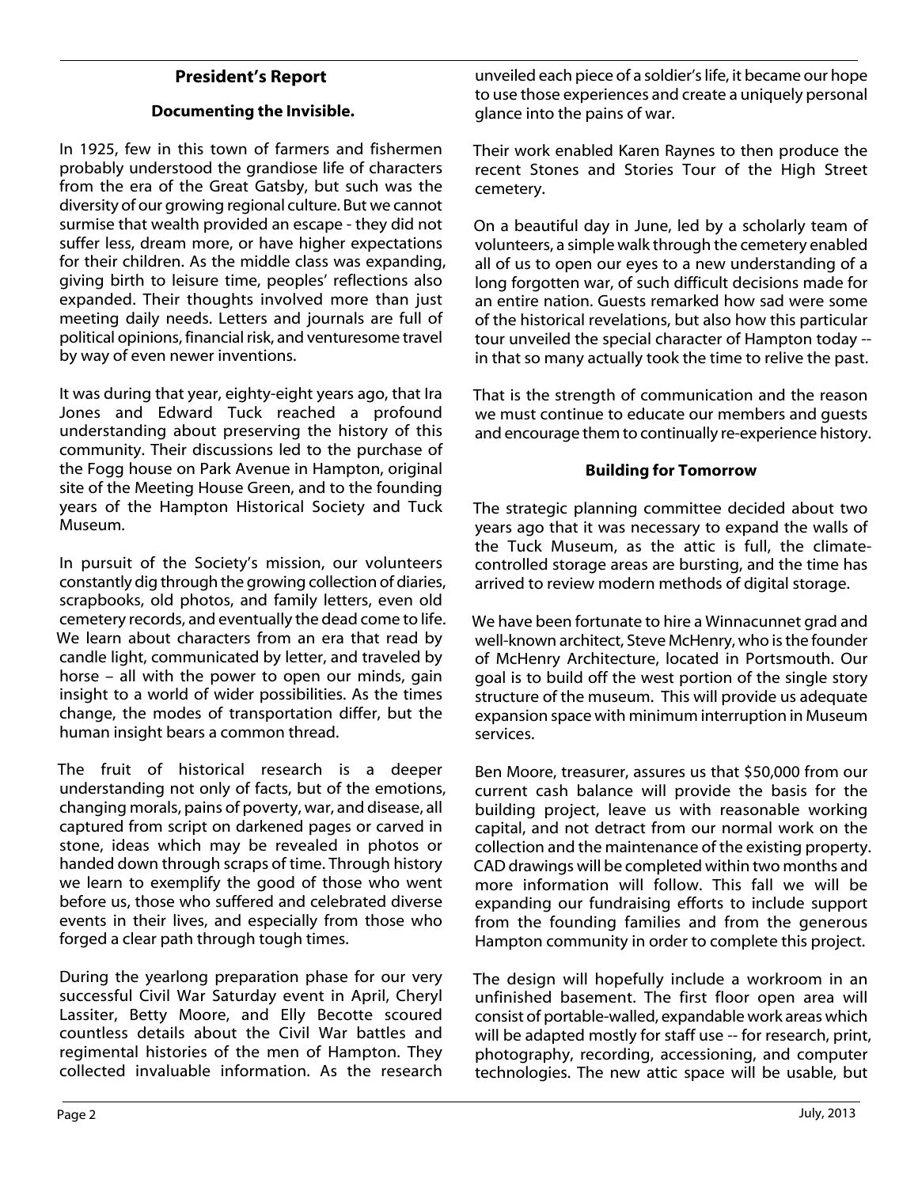## President's Report

### Documenting the Invisible.

In 1925, few in this town of farmers and fishermen probably understood the grandiose life of characters from the era of the Great Gatsby, but such was the diversity of our growing regional culture. But we cannot surmise that wealth provided an escape - they did not suffer less, dream more, or have higher expectations for their children. As the middle class was expanding, giving birth to leisure time, peoples' reflections also expanded. Their thoughts involved more than just meeting daily needs. Letters and journals are full of political opinions, financial risk, and venturesome travel by way of even newer inventions.

It was during that year, eighty-eight years ago, that Ira Jones and Edward Tuck reached a profound understanding about preserving the history of this community. Their discussions led to the purchase of the Fogg house on Park Avenue in Hampton, original site of the Meeting House Green, and to the founding years of the Hampton Historical Society and Tuck Museum.

In pursuit of the Society's mission, our volunteers constantly dig through the growing collection of diaries, scrapbooks, old photos, and family letters, even old cemetery records, and eventually the dead come to life. We learn about characters from an era that read by candle light, communicated by letter, and traveled by horse – all with the power to open our minds, gain insight to a world of wider possibilities. As the times change, the modes of transportation differ, but the human insight bears a common thread.

The fruit of historical research is a deeper understanding not only of facts, but of the emotions, changing morals, pains of poverty, war, and disease, all captured from script on darkened pages or carved in stone, ideas which may be revealed in photos or handed down through scraps of time. Through history we learn to exemplify the good of those who went before us, those who suffered and celebrated diverse events in their lives, and especially from those who forged a clear path through tough times.

During the yearlong preparation phase for our very successful Civil War Saturday event in April, Cheryl Lassiter, Betty Moore, and Elly Becotte scoured countless details about the Civil War battles and regimental histories of the men of Hampton. They collected invaluable information. As the research unveiled each piece of a soldier's life, it became our hope to use those experiences and create a uniquely personal glance into the pains of war.

Their work enabled Karen Raynes to then produce the recent Stones and Stories Tour of the High Street cemetery.

On a beautiful day in June, led by a scholarly team of volunteers, a simple walk through the cemetery enabled all of us to open our eyes to a new understanding of a long forgotten war, of such difficult decisions made for an entire nation. Guests remarked how sad were some of the historical revelations, but also how this particular tour unveiled the special character of Hampton today -- in that so many actually took the time to relive the past.

That is the strength of communication and the reason we must continue to educate our members and guests and encourage them to continually re-experience history.

### Building for Tomorrow

The strategic planning committee decided about two years ago that it was necessary to expand the walls of the Tuck Museum, as the attic is full, the climate-controlled storage areas are bursting, and the time has arrived to review modern methods of digital storage.

We have been fortunate to hire a Winnacunnet grad and well-known architect, Steve McHenry, who is the founder of McHenry Architecture, located in Portsmouth. Our goal is to build off the west portion of the single story structure of the museum. This will provide us adequate expansion space with minimum interruption in Museum services.

Ben Moore, treasurer, assures us that $50,000 from our current cash balance will provide the basis for the building project, leave us with reasonable working capital, and not detract from our normal work on the collection and the maintenance of the existing property. CAD drawings will be completed within two months and more information will follow. This fall we will be expanding our fundraising efforts to include support from the founding families and from the generous Hampton community in order to complete this project.

The design will hopefully include a workroom in an unfinished basement. The first floor open area will consist of portable-walled, expandable work areas which will be adapted mostly for staff use -- for research, print, photography, recording, accessioning, and computer technologies. The new attic space will be usable, but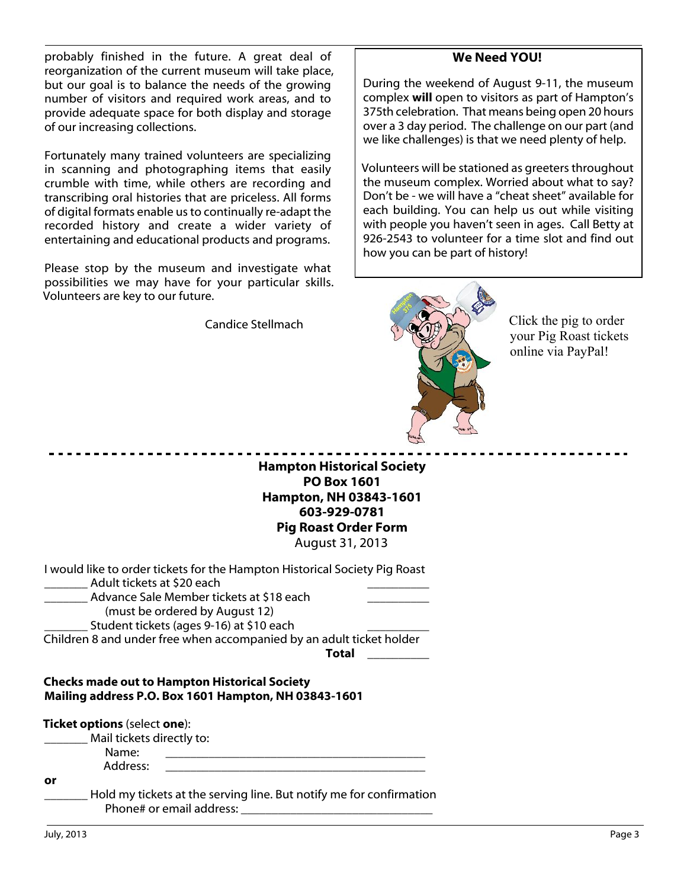probably finished in the future. A great deal of reorganization of the current museum will take place, but our goal is to balance the needs of the growing number of visitors and required work areas, and to provide adequate space for both display and storage of our increasing collections.

Fortunately many trained volunteers are specializing in scanning and photographing items that easily crumble with time, while others are recording and transcribing oral histories that are priceless. All forms of digital formats enable us to continually re-adapt the recorded history and create a wider variety of entertaining and educational products and programs.

Please stop by the museum and investigate what possibilities we may have for your particular skills. Volunteers are key to our future.

Candice Stellmach

## We Need YOU!

During the weekend of August 9-11, the museum complex **will** open to visitors as part of Hampton's 375th celebration. That means being open 20 hours over a 3 day period. The challenge on our part (and we like challenges) is that we need plenty of help.

Volunteers will be stationed as greeters throughout the museum complex. Worried about what to say? Don't be - we will have a "cheat sheet" available for each building. You can help us out while visiting with people you haven't seen in ages. Call Betty at 926-2543 to volunteer for a time slot and find out how you can be part of history!

Click the pig to order your Pig Roast tickets online via PayPal!

---

**Hampton Historical Society**
**PO Box 1601**
**Hampton, NH 03843-1601**
**603-929-0781**
**Pig Roast Order Form**
August 31, 2013

I would like to order tickets for the Hampton Historical Society Pig Roast

_______ Adult tickets at $20 each __________

_______ Advance Sale Member tickets at $18 each __________
(must be ordered by August 12)

_______ Student tickets (ages 9-16) at $10 each __________

Children 8 and under free when accompanied by an adult ticket holder

**Total** __________

**Checks made out to Hampton Historical Society**
**Mailing address P.O. Box 1601 Hampton, NH 03843-1601**

**Ticket options** (select **one**):

_______ Mail tickets directly to:
Name: ____________________________________________
Address: ____________________________________________

**or**

_______ Hold my tickets at the serving line. But notify me for confirmation
Phone# or email address: ________________________________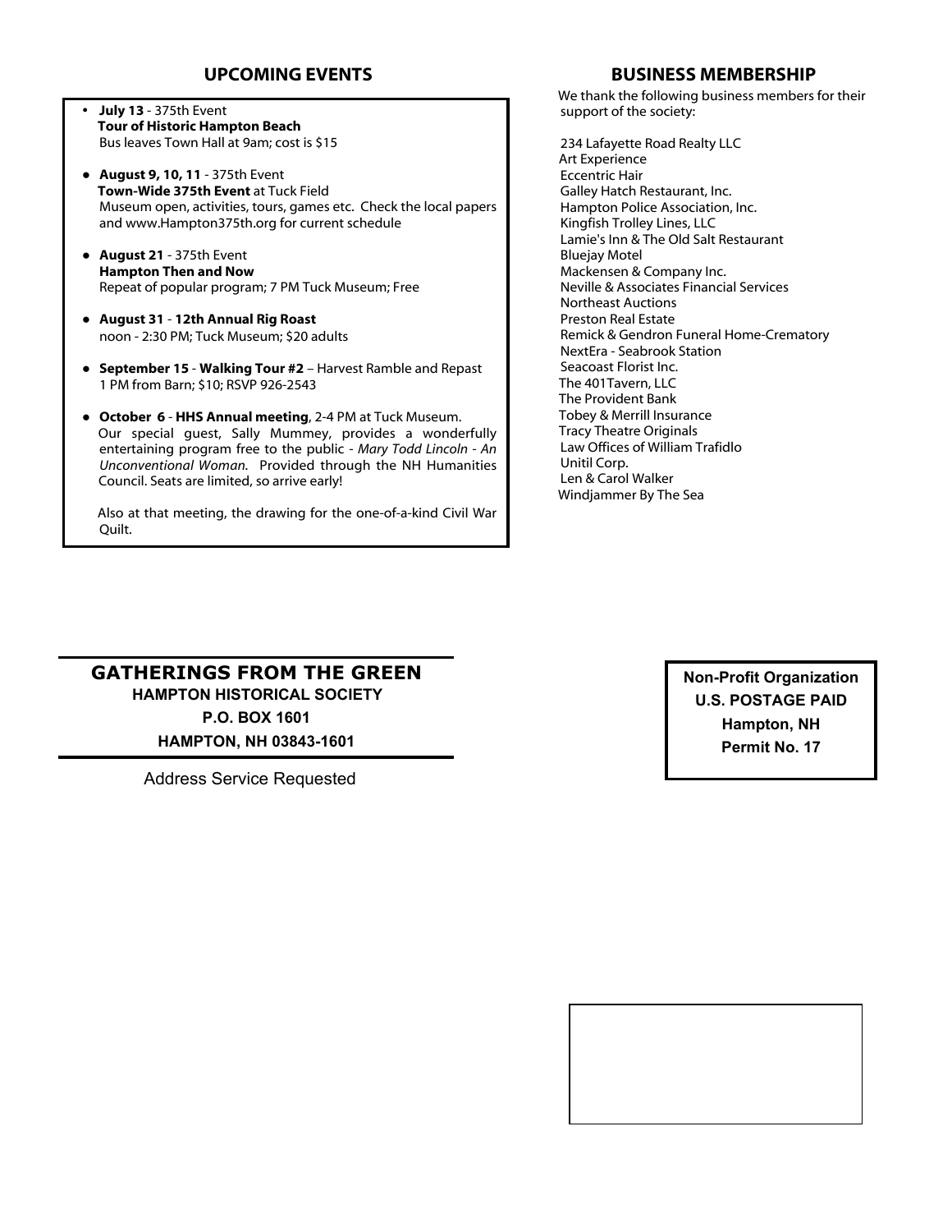## UPCOMING EVENTS

- **July 13** - 375th Event
  **Tour of Historic Hampton Beach**
  Bus leaves Town Hall at 9am; cost is $15
- **August 9, 10, 11** - 375th Event
  **Town-Wide 375th Event** at Tuck Field
  Museum open, activities, tours, games etc. Check the local papers and www.Hampton375th.org for current schedule
- **August 21** - 375th Event
  **Hampton Then and Now**
  Repeat of popular program; 7 PM Tuck Museum; Free
- **August 31** - **12th Annual Rig Roast**
  noon - 2:30 PM; Tuck Museum; $20 adults
- **September 15** - **Walking Tour #2** – Harvest Ramble and Repast
  1 PM from Barn; $10; RSVP 926-2543
- **October 6** - **HHS Annual meeting**, 2-4 PM at Tuck Museum.
  Our special guest, Sally Mummey, provides a wonderfully entertaining program free to the public - *Mary Todd Lincoln - An Unconventional Woman.* Provided through the NH Humanities Council. Seats are limited, so arrive early!

  Also at that meeting, the drawing for the one-of-a-kind Civil War Quilt.

## BUSINESS MEMBERSHIP

We thank the following business members for their support of the society:

234 Lafayette Road Realty LLC
Art Experience
Eccentric Hair
Galley Hatch Restaurant, Inc.
Hampton Police Association, Inc.
Kingfish Trolley Lines, LLC
Lamie's Inn & The Old Salt Restaurant
Bluejay Motel
Mackensen & Company Inc.
Neville & Associates Financial Services
Northeast Auctions
Preston Real Estate
Remick & Gendron Funeral Home-Crematory
NextEra - Seabrook Station
Seacoast Florist Inc.
The 401Tavern, LLC
The Provident Bank
Tobey & Merrill Insurance
Tracy Theatre Originals
Law Offices of William Trafidlo
Unitil Corp.
Len & Carol Walker
Windjammer By The Sea

**GATHERINGS FROM THE GREEN**
**HAMPTON HISTORICAL SOCIETY**
**P.O. BOX 1601**
**HAMPTON, NH 03843-1601**

Address Service Requested

**Non-Profit Organization**
**U.S. POSTAGE PAID**
**Hampton, NH**
**Permit No. 17**